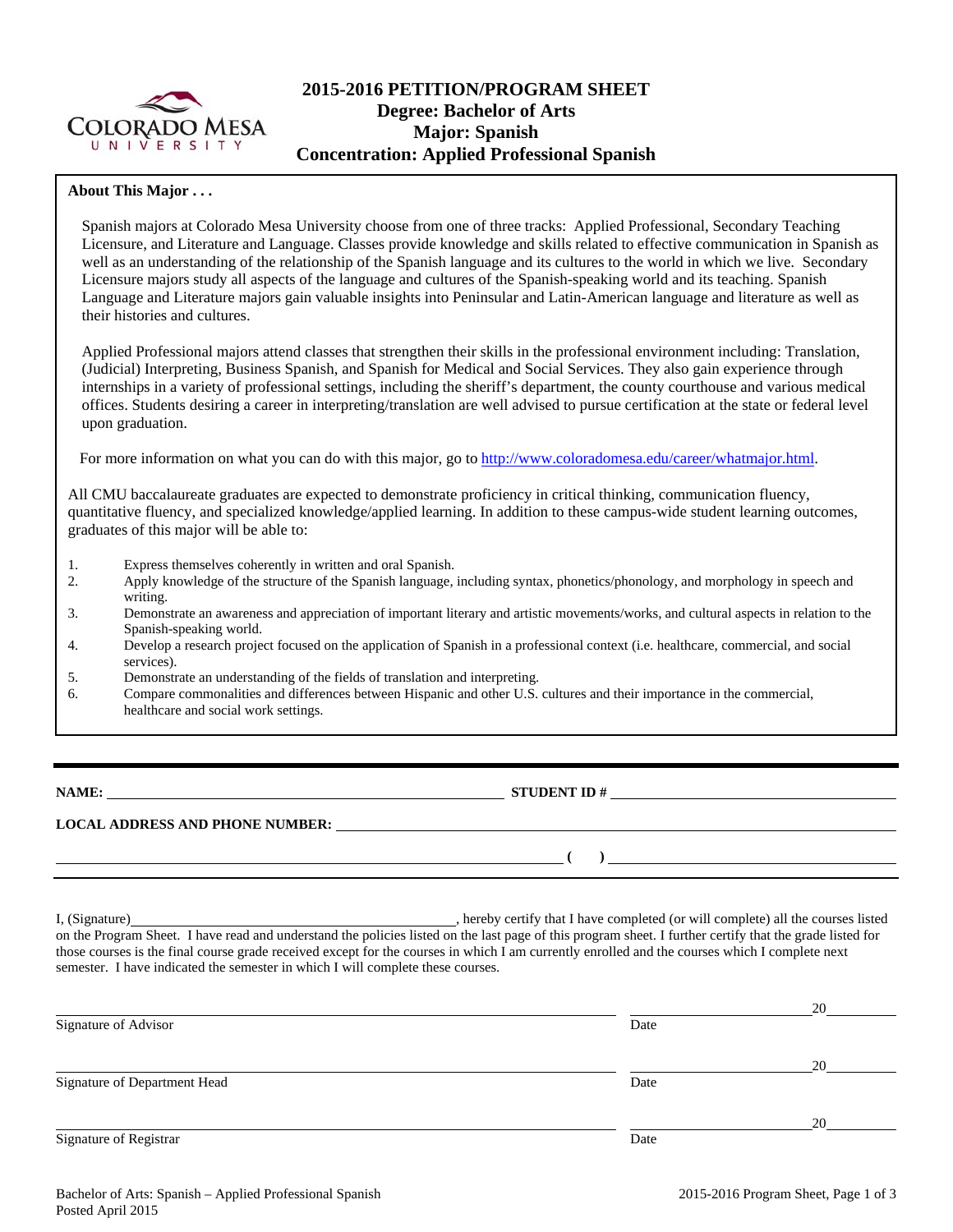# 2015-2016 PETITION/PROGRAM SHEET
## Degree: Bachelor of Arts
## Major: Spanish
## Concentration: Applied Professional Spanish

**About This Major . . .**

Spanish majors at Colorado Mesa University choose from one of three tracks: Applied Professional, Secondary Teaching Licensure, and Literature and Language. Classes provide knowledge and skills related to effective communication in Spanish as well as an understanding of the relationship of the Spanish language and its cultures to the world in which we live. Secondary Licensure majors study all aspects of the language and cultures of the Spanish-speaking world and its teaching. Spanish Language and Literature majors gain valuable insights into Peninsular and Latin-American language and literature as well as their histories and cultures.

Applied Professional majors attend classes that strengthen their skills in the professional environment including: Translation, (Judicial) Interpreting, Business Spanish, and Spanish for Medical and Social Services. They also gain experience through internships in a variety of professional settings, including the sheriff's department, the county courthouse and various medical offices. Students desiring a career in interpreting/translation are well advised to pursue certification at the state or federal level upon graduation.

For more information on what you can do with this major, go to http://www.coloradomesa.edu/career/whatmajor.html.

All CMU baccalaureate graduates are expected to demonstrate proficiency in critical thinking, communication fluency, quantitative fluency, and specialized knowledge/applied learning. In addition to these campus-wide student learning outcomes, graduates of this major will be able to:

1. Express themselves coherently in written and oral Spanish.
2. Apply knowledge of the structure of the Spanish language, including syntax, phonetics/phonology, and morphology in speech and writing.
3. Demonstrate an awareness and appreciation of important literary and artistic movements/works, and cultural aspects in relation to the Spanish-speaking world.
4. Develop a research project focused on the application of Spanish in a professional context (i.e. healthcare, commercial, and social services).
5. Demonstrate an understanding of the fields of translation and interpreting.
6. Compare commonalities and differences between Hispanic and other U.S. cultures and their importance in the commercial, healthcare and social work settings.

---

**NAME:** ______________________________ **STUDENT ID #** ______________________________

**LOCAL ADDRESS AND PHONE NUMBER:** ______________________________

______________________________ **(    )** ______________________________

---

I, (Signature) ______________________________, hereby certify that I have completed (or will complete) all the courses listed on the Program Sheet. I have read and understand the policies listed on the last page of this program sheet. I further certify that the grade listed for those courses is the final course grade received except for the courses in which I am currently enrolled and the courses which I complete next semester. I have indicated the semester in which I will complete these courses.

______________________________ ______________ 20______
Signature of Advisor Date

______________________________ ______________ 20______
Signature of Department Head Date

______________________________ ______________ 20______
Signature of Registrar Date

Bachelor of Arts: Spanish – Applied Professional Spanish
Posted April 2015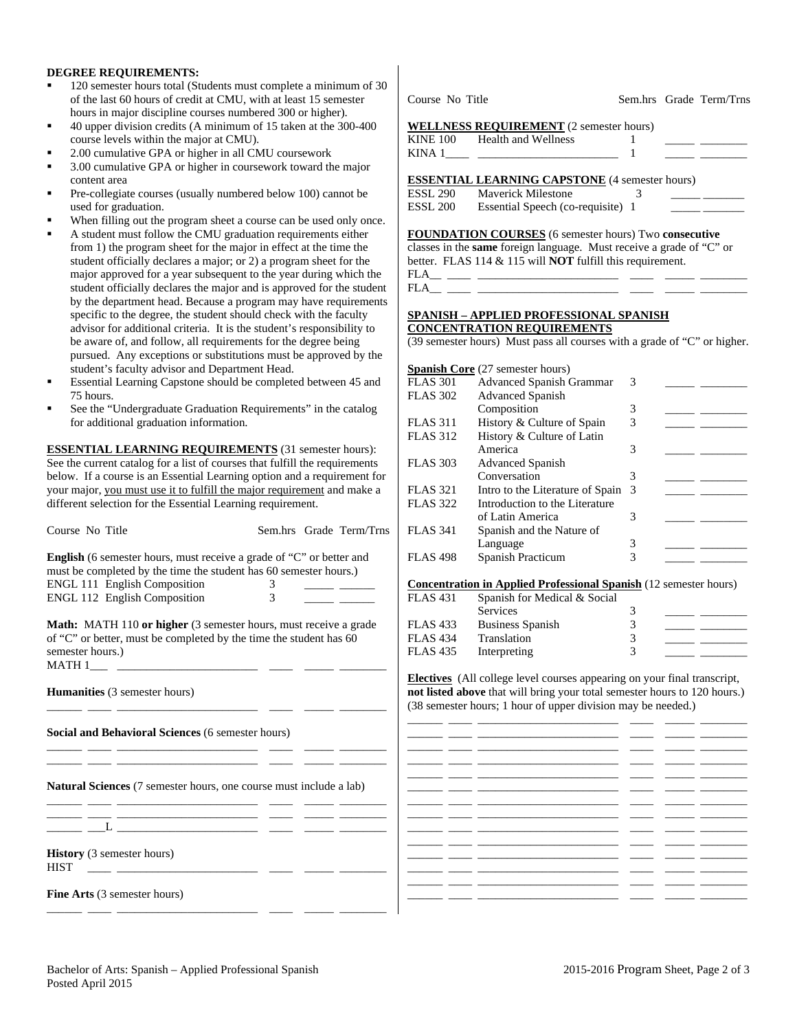**DEGREE REQUIREMENTS:**

- 120 semester hours total (Students must complete a minimum of 30 of the last 60 hours of credit at CMU, with at least 15 semester hours in major discipline courses numbered 300 or higher).
- 40 upper division credits (A minimum of 15 taken at the 300-400 course levels within the major at CMU).
- 2.00 cumulative GPA or higher in all CMU coursework
- 3.00 cumulative GPA or higher in coursework toward the major content area
- Pre-collegiate courses (usually numbered below 100) cannot be used for graduation.
- When filling out the program sheet a course can be used only once.
- A student must follow the CMU graduation requirements either from 1) the program sheet for the major in effect at the time the student officially declares a major; or 2) a program sheet for the major approved for a year subsequent to the year during which the student officially declares the major and is approved for the student by the department head. Because a program may have requirements specific to the degree, the student should check with the faculty advisor for additional criteria. It is the student's responsibility to be aware of, and follow, all requirements for the degree being pursued. Any exceptions or substitutions must be approved by the student's faculty advisor and Department Head.
- Essential Learning Capstone should be completed between 45 and 75 hours.
- See the "Undergraduate Graduation Requirements" in the catalog for additional graduation information.

**ESSENTIAL LEARNING REQUIREMENTS** (31 semester hours): See the current catalog for a list of courses that fulfill the requirements below. If a course is an Essential Learning option and a requirement for your major, you must use it to fulfill the major requirement and make a different selection for the Essential Learning requirement.

| Course No | Title | Sem.hrs | Grade | Term/Trns |
|---|---|---|---|---|
| **English** (6 semester hours, must receive a grade of "C" or better and must be completed by the time the student has 60 semester hours.) | | | | |
| ENGL 111 | English Composition | 3 | | |
| ENGL 112 | English Composition | 3 | | |
| **Math:** MATH 110 **or higher** (3 semester hours, must receive a grade of "C" or better, must be completed by the time the student has 60 semester hours.) | | | | |
| MATH 1___ | | | | |
| **Humanities** (3 semester hours) | | | | |
| | | | | |
| **Social and Behavioral Sciences** (6 semester hours) | | | | |
| | | | | |
| | | | | |
| **Natural Sciences** (7 semester hours, one course must include a lab) | | | | |
| | | | | |
| | | | | |
| ___L | | | | |
| **History** (3 semester hours) | | | | |
| HIST | | | | |
| **Fine Arts** (3 semester hours) | | | | |
| | | | | |

| Course No | Title | Sem.hrs | Grade | Term/Trns |
|---|---|---|---|---|
| **WELLNESS REQUIREMENT** (2 semester hours) | | | | |
| KINE 100 | Health and Wellness | 1 | | |
| KINA 1____ | | 1 | | |
| **ESSENTIAL LEARNING CAPSTONE** (4 semester hours) | | | | |
| ESSL 290 | Maverick Milestone | 3 | | |
| ESSL 200 | Essential Speech (co-requisite) | 1 | | |

**FOUNDATION COURSES** (6 semester hours) Two **consecutive** classes in the **same** foreign language. Must receive a grade of "C" or better. FLAS 114 & 115 will **NOT** fulfill this requirement.

| Course No | Title | Sem.hrs | Grade | Term/Trns |
|---|---|---|---|---|
| FLA__ | | | | |
| FLA__ | | | | |

**SPANISH – APPLIED PROFESSIONAL SPANISH CONCENTRATION REQUIREMENTS**
(39 semester hours) Must pass all courses with a grade of "C" or higher.

**Spanish Core** (27 semester hours)

| Course No | Title | Sem.hrs | Grade | Term/Trns |
|---|---|---|---|---|
| FLAS 301 | Advanced Spanish Grammar | 3 | | |
| FLAS 302 | Advanced Spanish Composition | 3 | | |
| FLAS 311 | History & Culture of Spain | 3 | | |
| FLAS 312 | History & Culture of Latin America | 3 | | |
| FLAS 303 | Advanced Spanish Conversation | 3 | | |
| FLAS 321 | Intro to the Literature of Spain | 3 | | |
| FLAS 322 | Introduction to the Literature of Latin America | 3 | | |
| FLAS 341 | Spanish and the Nature of Language | 3 | | |
| FLAS 498 | Spanish Practicum | 3 | | |

**Concentration in Applied Professional Spanish** (12 semester hours)

| Course No | Title | Sem.hrs | Grade | Term/Trns |
|---|---|---|---|---|
| FLAS 431 | Spanish for Medical & Social Services | 3 | | |
| FLAS 433 | Business Spanish | 3 | | |
| FLAS 434 | Translation | 3 | | |
| FLAS 435 | Interpreting | 3 | | |

**Electives** (All college level courses appearing on your final transcript, **not listed above** that will bring your total semester hours to 120 hours.) (38 semester hours; 1 hour of upper division may be needed.)

| Course No | Title | Sem.hrs | Grade | Term/Trns |
|---|---|---|---|---|
| | | | | |
| | | | | |
| | | | | |
| | | | | |
| | | | | |
| | | | | |
| | | | | |
| | | | | |
| | | | | |
| | | | | |
| | | | | |
| | | | | |
| | | | | |
| | | | | |

Bachelor of Arts: Spanish – Applied Professional Spanish
Posted April 2015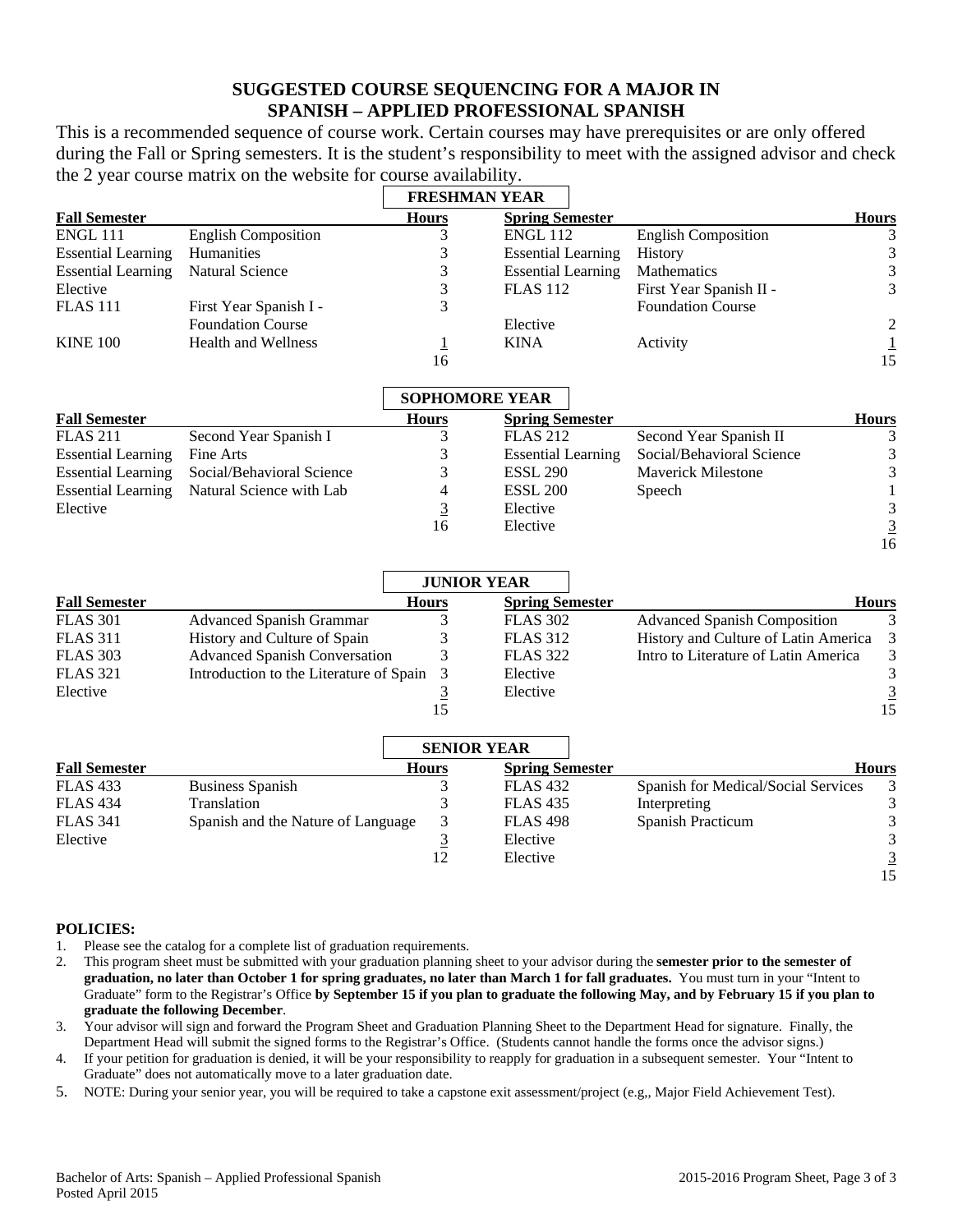## SUGGESTED COURSE SEQUENCING FOR A MAJOR IN SPANISH – APPLIED PROFESSIONAL SPANISH

This is a recommended sequence of course work. Certain courses may have prerequisites or are only offered during the Fall or Spring semesters. It is the student's responsibility to meet with the assigned advisor and check the 2 year course matrix on the website for course availability.

### FRESHMAN YEAR

| Fall Semester | | Hours | Spring Semester | | Hours |
|---|---|---|---|---|---|
| ENGL 111 | English Composition | 3 | ENGL 112 | English Composition | 3 |
| Essential Learning | Humanities | 3 | Essential Learning | History | 3 |
| Essential Learning | Natural Science | 3 | Essential Learning | Mathematics | 3 |
| Elective | | 3 | FLAS 112 | First Year Spanish II - Foundation Course | 3 |
| FLAS 111 | First Year Spanish I - Foundation Course | 3 | Elective | | 2 |
| KINE 100 | Health and Wellness | 1 | KINA | Activity | 1 |
| | | 16 | | | 15 |

### SOPHOMORE YEAR

| Fall Semester | | Hours | Spring Semester | | Hours |
|---|---|---|---|---|---|
| FLAS 211 | Second Year Spanish I | 3 | FLAS 212 | Second Year Spanish II | 3 |
| Essential Learning | Fine Arts | 3 | Essential Learning | Social/Behavioral Science | 3 |
| Essential Learning | Social/Behavioral Science | 3 | ESSL 290 | Maverick Milestone | 3 |
| Essential Learning | Natural Science with Lab | 4 | ESSL 200 | Speech | 1 |
| Elective | | 3 | Elective | | 3 |
| | | 16 | Elective | | 3 |
| | | | | | 16 |

### JUNIOR YEAR

| Fall Semester | | Hours | Spring Semester | | Hours |
|---|---|---|---|---|---|
| FLAS 301 | Advanced Spanish Grammar | 3 | FLAS 302 | Advanced Spanish Composition | 3 |
| FLAS 311 | History and Culture of Spain | 3 | FLAS 312 | History and Culture of Latin America | 3 |
| FLAS 303 | Advanced Spanish Conversation | 3 | FLAS 322 | Intro to Literature of Latin America | 3 |
| FLAS 321 | Introduction to the Literature of Spain | 3 | Elective | | 3 |
| Elective | | 3 | Elective | | 3 |
| | | 15 | | | 15 |

### SENIOR YEAR

| Fall Semester | | Hours | Spring Semester | | Hours |
|---|---|---|---|---|---|
| FLAS 433 | Business Spanish | 3 | FLAS 432 | Spanish for Medical/Social Services | 3 |
| FLAS 434 | Translation | 3 | FLAS 435 | Interpreting | 3 |
| FLAS 341 | Spanish and the Nature of Language | 3 | FLAS 498 | Spanish Practicum | 3 |
| Elective | | 3 | Elective | | 3 |
| | | 12 | Elective | | 3 |
| | | | | | 15 |

**POLICIES:**

1. Please see the catalog for a complete list of graduation requirements.
2. This program sheet must be submitted with your graduation planning sheet to your advisor during the **semester prior to the semester of graduation, no later than October 1 for spring graduates, no later than March 1 for fall graduates.** You must turn in your "Intent to Graduate" form to the Registrar's Office **by September 15 if you plan to graduate the following May, and by February 15 if you plan to graduate the following December**.
3. Your advisor will sign and forward the Program Sheet and Graduation Planning Sheet to the Department Head for signature. Finally, the Department Head will submit the signed forms to the Registrar's Office. (Students cannot handle the forms once the advisor signs.)
4. If your petition for graduation is denied, it will be your responsibility to reapply for graduation in a subsequent semester. Your "Intent to Graduate" does not automatically move to a later graduation date.
5. NOTE: During your senior year, you will be required to take a capstone exit assessment/project (e.g,, Major Field Achievement Test).

Bachelor of Arts: Spanish – Applied Professional Spanish
Posted April 2015